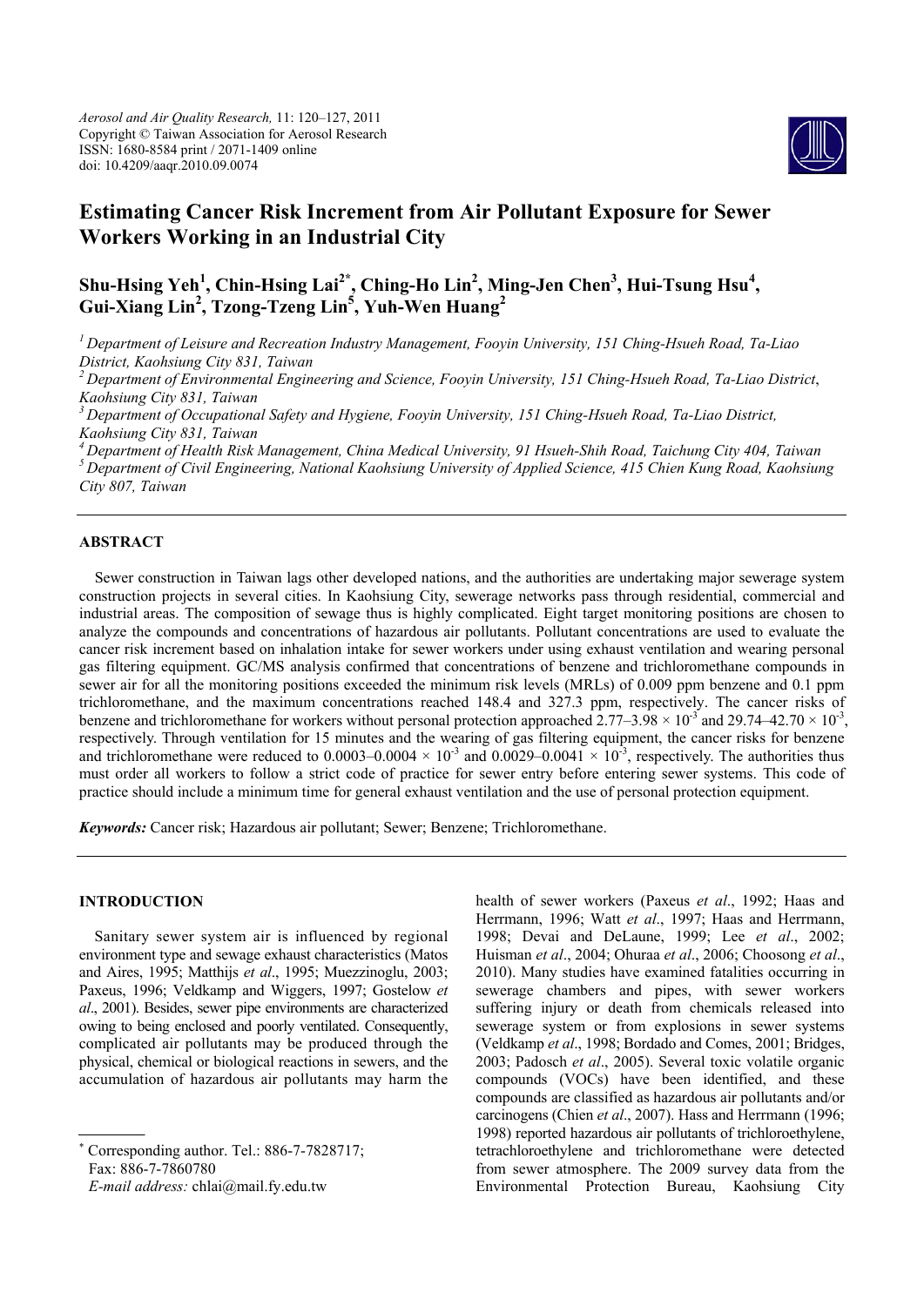*Aerosol and Air Quality Research,* 11: 120–127, 2011
Copyright © Taiwan Association for Aerosol Research
ISSN: 1680-8584 print / 2071-1409 online
doi: 10.4209/aaqr.2010.09.0074

# Estimating Cancer Risk Increment from Air Pollutant Exposure for Sewer Workers Working in an Industrial City

**Shu-Hsing Yeh[1], Chin-Hsing Lai[2*], Ching-Ho Lin[2], Ming-Jen Chen[3], Hui-Tsung Hsu[4], Gui-Xiang Lin[2], Tzong-Tzeng Lin[5], Yuh-Wen Huang[2]**

*[1] Department of Leisure and Recreation Industry Management, Fooyin University, 151 Ching-Hsueh Road, Ta-Liao District, Kaohsiung City 831, Taiwan*
*[2] Department of Environmental Engineering and Science, Fooyin University, 151 Ching-Hsueh Road, Ta-Liao District, Kaohsiung City 831, Taiwan*
*[3] Department of Occupational Safety and Hygiene, Fooyin University, 151 Ching-Hsueh Road, Ta-Liao District, Kaohsiung City 831, Taiwan*
*[4] Department of Health Risk Management, China Medical University, 91 Hsueh-Shih Road, Taichung City 404, Taiwan*
*[5] Department of Civil Engineering, National Kaohsiung University of Applied Science, 415 Chien Kung Road, Kaohsiung City 807, Taiwan*

## ABSTRACT

Sewer construction in Taiwan lags other developed nations, and the authorities are undertaking major sewerage system construction projects in several cities. In Kaohsiung City, sewerage networks pass through residential, commercial and industrial areas. The composition of sewage thus is highly complicated. Eight target monitoring positions are chosen to analyze the compounds and concentrations of hazardous air pollutants. Pollutant concentrations are used to evaluate the cancer risk increment based on inhalation intake for sewer workers under using exhaust ventilation and wearing personal gas filtering equipment. GC/MS analysis confirmed that concentrations of benzene and trichloromethane compounds in sewer air for all the monitoring positions exceeded the minimum risk levels (MRLs) of 0.009 ppm benzene and 0.1 ppm trichloromethane, and the maximum concentrations reached 148.4 and 327.3 ppm, respectively. The cancer risks of benzene and trichloromethane for workers without personal protection approached $2.77–3.98 \times 10^{-3}$ and $29.74–42.70 \times 10^{-3}$, respectively. Through ventilation for 15 minutes and the wearing of gas filtering equipment, the cancer risks for benzene and trichloromethane were reduced to $0.0003–0.0004 \times 10^{-3}$ and $0.0029–0.0041 \times 10^{-3}$, respectively. The authorities thus must order all workers to follow a strict code of practice for sewer entry before entering sewer systems. This code of practice should include a minimum time for general exhaust ventilation and the use of personal protection equipment.

***Keywords:*** Cancer risk; Hazardous air pollutant; Sewer; Benzene; Trichloromethane.

## INTRODUCTION

Sanitary sewer system air is influenced by regional environment type and sewage exhaust characteristics (Matos and Aires, 1995; Matthijs *et al*., 1995; Muezzinoglu, 2003; Paxeus, 1996; Veldkamp and Wiggers, 1997; Gostelow *et al*., 2001). Besides, sewer pipe environments are characterized owing to being enclosed and poorly ventilated. Consequently, complicated air pollutants may be produced through the physical, chemical or biological reactions in sewers, and the accumulation of hazardous air pollutants may harm the health of sewer workers (Paxeus *et al*., 1992; Haas and Herrmann, 1996; Watt *et al*., 1997; Haas and Herrmann, 1998; Devai and DeLaune, 1999; Lee *et al*., 2002; Huisman *et al*., 2004; Ohuraa *et al*., 2006; Choosong *et al*., 2010). Many studies have examined fatalities occurring in sewerage chambers and pipes, with sewer workers suffering injury or death from chemicals released into sewerage system or from explosions in sewer systems (Veldkamp *et al*., 1998; Bordado and Comes, 2001; Bridges, 2003; Padosch *et al*., 2005). Several toxic volatile organic compounds (VOCs) have been identified, and these compounds are classified as hazardous air pollutants and/or carcinogens (Chien *et al*., 2007). Hass and Herrmann (1996; 1998) reported hazardous air pollutants of trichloroethylene, tetrachloroethylene and trichloromethane were detected from sewer atmosphere. The 2009 survey data from the Environmental Protection Bureau, Kaohsiung City

\* Corresponding author. Tel.: 886-7-7828717;
Fax: 886-7-7860780
*E-mail address:* chlai@mail.fy.edu.tw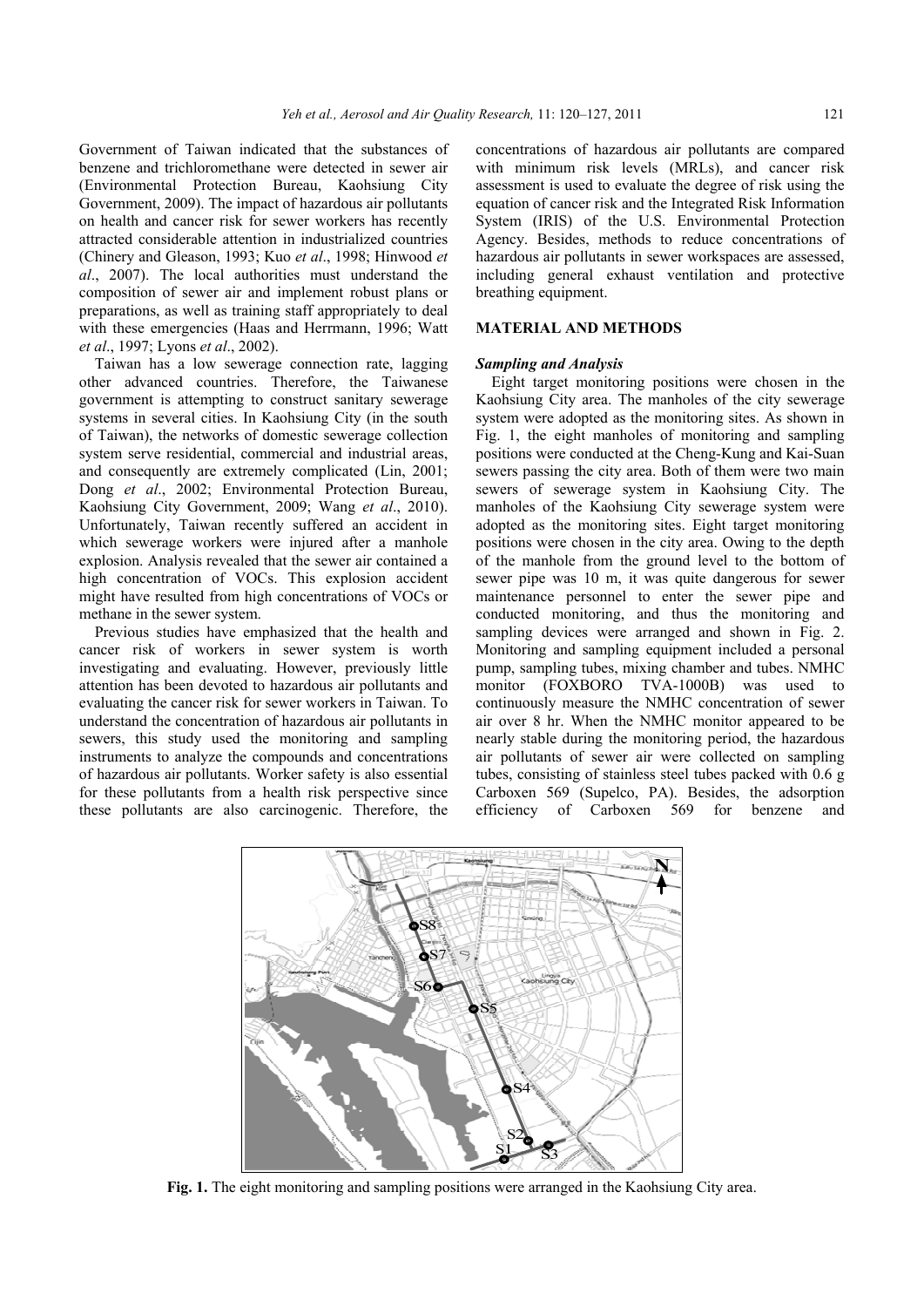Government of Taiwan indicated that the substances of benzene and trichloromethane were detected in sewer air (Environmental Protection Bureau, Kaohsiung City Government, 2009). The impact of hazardous air pollutants on health and cancer risk for sewer workers has recently attracted considerable attention in industrialized countries (Chinery and Gleason, 1993; Kuo *et al*., 1998; Hinwood *et al*., 2007). The local authorities must understand the composition of sewer air and implement robust plans or preparations, as well as training staff appropriately to deal with these emergencies (Haas and Herrmann, 1996; Watt *et al*., 1997; Lyons *et al*., 2002).

Taiwan has a low sewerage connection rate, lagging other advanced countries. Therefore, the Taiwanese government is attempting to construct sanitary sewerage systems in several cities. In Kaohsiung City (in the south of Taiwan), the networks of domestic sewerage collection system serve residential, commercial and industrial areas, and consequently are extremely complicated (Lin, 2001; Dong *et al*., 2002; Environmental Protection Bureau, Kaohsiung City Government, 2009; Wang *et al*., 2010). Unfortunately, Taiwan recently suffered an accident in which sewerage workers were injured after a manhole explosion. Analysis revealed that the sewer air contained a high concentration of VOCs. This explosion accident might have resulted from high concentrations of VOCs or methane in the sewer system.

Previous studies have emphasized that the health and cancer risk of workers in sewer system is worth investigating and evaluating. However, previously little attention has been devoted to hazardous air pollutants and evaluating the cancer risk for sewer workers in Taiwan. To understand the concentration of hazardous air pollutants in sewers, this study used the monitoring and sampling instruments to analyze the compounds and concentrations of hazardous air pollutants. Worker safety is also essential for these pollutants from a health risk perspective since these pollutants are also carcinogenic. Therefore, the concentrations of hazardous air pollutants are compared with minimum risk levels (MRLs), and cancer risk assessment is used to evaluate the degree of risk using the equation of cancer risk and the Integrated Risk Information System (IRIS) of the U.S. Environmental Protection Agency. Besides, methods to reduce concentrations of hazardous air pollutants in sewer workspaces are assessed, including general exhaust ventilation and protective breathing equipment.

## MATERIAL AND METHODS

### *Sampling and Analysis*

Eight target monitoring positions were chosen in the Kaohsiung City area. The manholes of the city sewerage system were adopted as the monitoring sites. As shown in Fig. 1, the eight manholes of monitoring and sampling positions were conducted at the Cheng-Kung and Kai-Suan sewers passing the city area. Both of them were two main sewers of sewerage system in Kaohsiung City. The manholes of the Kaohsiung City sewerage system were adopted as the monitoring sites. Eight target monitoring positions were chosen in the city area. Owing to the depth of the manhole from the ground level to the bottom of sewer pipe was 10 m, it was quite dangerous for sewer maintenance personnel to enter the sewer pipe and conducted monitoring, and thus the monitoring and sampling devices were arranged and shown in Fig. 2. Monitoring and sampling equipment included a personal pump, sampling tubes, mixing chamber and tubes. NMHC monitor (FOXBORO TVA-1000B) was used to continuously measure the NMHC concentration of sewer air over 8 hr. When the NMHC monitor appeared to be nearly stable during the monitoring period, the hazardous air pollutants of sewer air were collected on sampling tubes, consisting of stainless steel tubes packed with 0.6 g Carboxen 569 (Supelco, PA). Besides, the adsorption efficiency of Carboxen 569 for benzene and

**Fig. 1.** The eight monitoring and sampling positions were arranged in the Kaohsiung City area.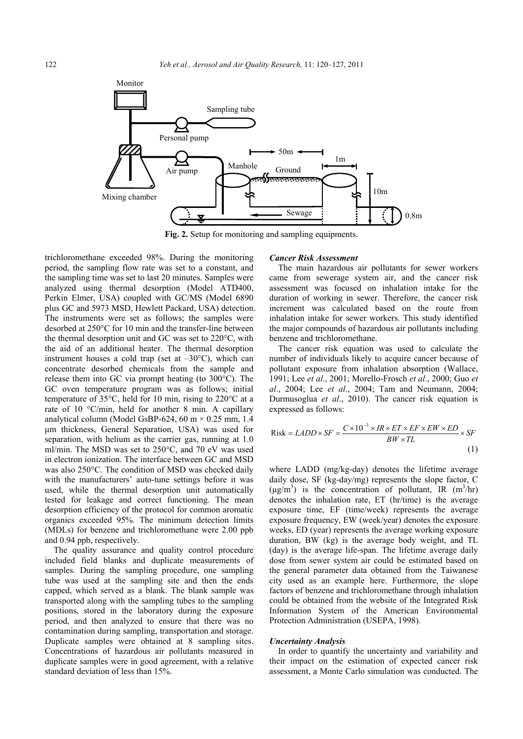Fig. 2. Setup for monitoring and sampling equipments.

trichloromethane exceeded 98%. During the monitoring period, the sampling flow rate was set to a constant, and the sampling time was set to last 20 minutes. Samples were analyzed using thermal desorption (Model ATD400, Perkin Elmer, USA) coupled with GC/MS (Model 6890 plus GC and 5973 MSD, Hewlett Packard, USA) detection. The instruments were set as follows; the samples were desorbed at 250°C for 10 min and the transfer-line between the thermal desorption unit and GC was set to 220°C, with the aid of an additional heater. The thermal desorption instrument houses a cold trap (set at –30°C), which can concentrate desorbed chemicals from the sample and release them into GC via prompt heating (to 300°C). The GC oven temperature program was as follows; initial temperature of 35°C, held for 10 min, rising to 220°C at a rate of 10 °C/min, held for another 8 min. A capillary analytical column (Model GsBP-624, 60 m × 0.25 mm, 1.4 μm thickness, General Separation, USA) was used for separation, with helium as the carrier gas, running at 1.0 ml/min. The MSD was set to 250°C, and 70 eV was used in electron ionization. The interface between GC and MSD was also 250°C. The condition of MSD was checked daily with the manufacturers' auto-tune settings before it was used, while the thermal desorption unit automatically tested for leakage and correct functioning. The mean desorption efficiency of the protocol for common aromatic organics exceeded 95%. The minimum detection limits (MDLs) for benzene and trichloromethane were 2.00 ppb and 0.94 ppb, respectively.

The quality assurance and quality control procedure included field blanks and duplicate measurements of samples. During the sampling procedure, one sampling tube was used at the sampling site and then the ends capped, which served as a blank. The blank sample was transported along with the sampling tubes to the sampling positions, stored in the laboratory during the exposure period, and then analyzed to ensure that there was no contamination during sampling, transportation and storage. Duplicate samples were obtained at 8 sampling sites. Concentrations of hazardous air pollutants measured in duplicate samples were in good agreement, with a relative standard deviation of less than 15%.

### Cancer Risk Assessment

The main hazardous air pollutants for sewer workers came from sewerage system air, and the cancer risk assessment was focused on inhalation intake for the duration of working in sewer. Therefore, the cancer risk increment was calculated based on the route from inhalation intake for sewer workers. This study identified the major compounds of hazardous air pollutants including benzene and trichloromethane.

The cancer risk equation was used to calculate the number of individuals likely to acquire cancer because of pollutant exposure from inhalation absorption (Wallace, 1991; Lee *et al*., 2001; Morello-Frosch *et al*., 2000; Guo *et al*., 2004; Lee *et al*., 2004; Tam and Neumann, 2004; Durmusoglua *et al*., 2010). The cancer risk equation is expressed as follows:

$$\text{Risk} = LADD \times SF = \frac{C \times 10^{-3} \times IR \times ET \times EF \times EW \times ED}{BW \times TL} \times SF \tag{1}$$

where LADD (mg/kg-day) denotes the lifetime average daily dose, SF (kg-day/mg) represents the slope factor, C ($\mu g/m^3$) is the concentration of pollutant, IR ($m^3$/hr) denotes the inhalation rate, ET (hr/time) is the average exposure time, EF (time/week) represents the average exposure frequency, EW (week/year) denotes the exposure weeks, ED (year) represents the average working exposure duration, BW (kg) is the average body weight, and TL (day) is the average life-span. The lifetime average daily dose from sewer system air could be estimated based on the general parameter data obtained from the Taiwanese city used as an example here. Furthermore, the slope factors of benzene and trichloromethane through inhalation could be obtained from the website of the Integrated Risk Information System of the American Environmental Protection Administration (USEPA, 1998).

### Uncertainty Analysis

In order to quantify the uncertainty and variability and their impact on the estimation of expected cancer risk assessment, a Monte Carlo simulation was conducted. The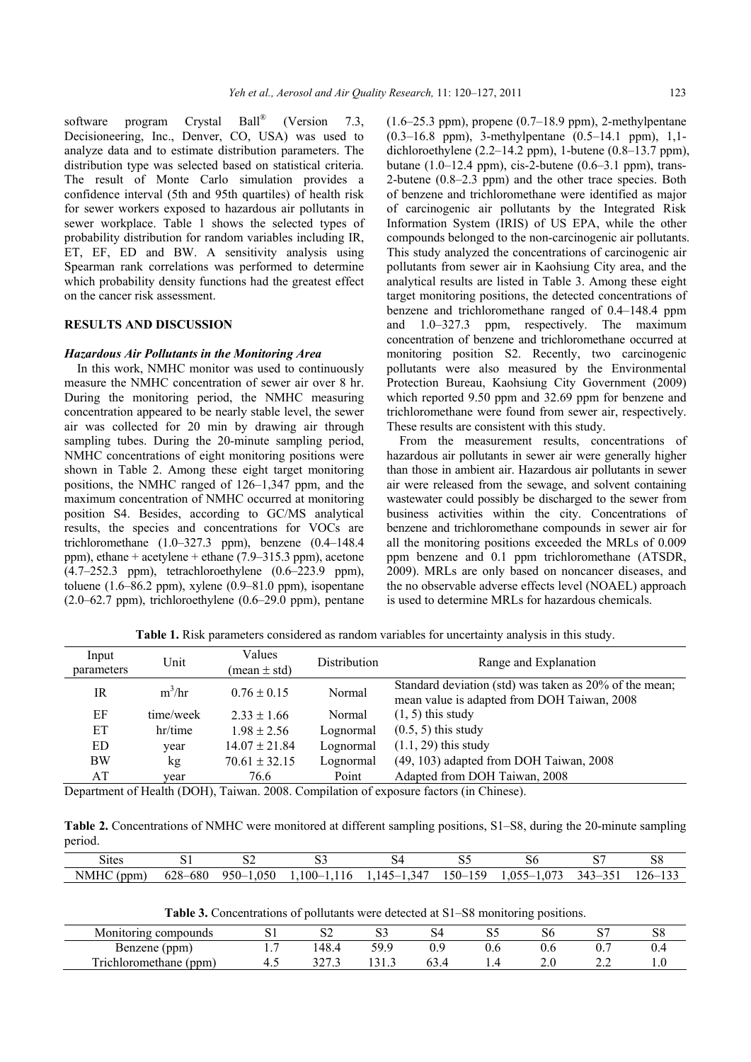software program Crystal Ball® (Version 7.3, Decisioneering, Inc., Denver, CO, USA) was used to analyze data and to estimate distribution parameters. The distribution type was selected based on statistical criteria. The result of Monte Carlo simulation provides a confidence interval (5th and 95th quartiles) of health risk for sewer workers exposed to hazardous air pollutants in sewer workplace. Table 1 shows the selected types of probability distribution for random variables including IR, ET, EF, ED and BW. A sensitivity analysis using Spearman rank correlations was performed to determine which probability density functions had the greatest effect on the cancer risk assessment.

## RESULTS AND DISCUSSION

### Hazardous Air Pollutants in the Monitoring Area

In this work, NMHC monitor was used to continuously measure the NMHC concentration of sewer air over 8 hr. During the monitoring period, the NMHC measuring concentration appeared to be nearly stable level, the sewer air was collected for 20 min by drawing air through sampling tubes. During the 20-minute sampling period, NMHC concentrations of eight monitoring positions were shown in Table 2. Among these eight target monitoring positions, the NMHC ranged of 126–1,347 ppm, and the maximum concentration of NMHC occurred at monitoring position S4. Besides, according to GC/MS analytical results, the species and concentrations for VOCs are trichloromethane (1.0–327.3 ppm), benzene (0.4–148.4 ppm), ethane + acetylene + ethane (7.9–315.3 ppm), acetone (4.7–252.3 ppm), tetrachloroethylene (0.6–223.9 ppm), toluene (1.6–86.2 ppm), xylene (0.9–81.0 ppm), isopentane (2.0–62.7 ppm), trichloroethylene (0.6–29.0 ppm), pentane (1.6–25.3 ppm), propene (0.7–18.9 ppm), 2-methylpentane (0.3–16.8 ppm), 3-methylpentane (0.5–14.1 ppm), 1,1-dichloroethylene (2.2–14.2 ppm), 1-butene (0.8–13.7 ppm), butane (1.0–12.4 ppm), cis-2-butene (0.6–3.1 ppm), trans-2-butene (0.8–2.3 ppm) and the other trace species. Both of benzene and trichloromethane were identified as major of carcinogenic air pollutants by the Integrated Risk Information System (IRIS) of US EPA, while the other compounds belonged to the non-carcinogenic air pollutants. This study analyzed the concentrations of carcinogenic air pollutants from sewer air in Kaohsiung City area, and the analytical results are listed in Table 3. Among these eight target monitoring positions, the detected concentrations of benzene and trichloromethane ranged of 0.4–148.4 ppm and 1.0–327.3 ppm, respectively. The maximum concentration of benzene and trichloromethane occurred at monitoring position S2. Recently, two carcinogenic pollutants were also measured by the Environmental Protection Bureau, Kaohsiung City Government (2009) which reported 9.50 ppm and 32.69 ppm for benzene and trichloromethane were found from sewer air, respectively. These results are consistent with this study.

From the measurement results, concentrations of hazardous air pollutants in sewer air were generally higher than those in ambient air. Hazardous air pollutants in sewer air were released from the sewage, and solvent containing wastewater could possibly be discharged to the sewer from business activities within the city. Concentrations of benzene and trichloromethane compounds in sewer air for all the monitoring positions exceeded the MRLs of 0.009 ppm benzene and 0.1 ppm trichloromethane (ATSDR, 2009). MRLs are only based on noncancer diseases, and the no observable adverse effects level (NOAEL) approach is used to determine MRLs for hazardous chemicals.

**Table 1.** Risk parameters considered as random variables for uncertainty analysis in this study.

| Input parameters | Unit | Values (mean ± std) | Distribution | Range and Explanation |
|---|---|---|---|---|
| IR | $m^3$/hr | 0.76 ± 0.15 | Normal | Standard deviation (std) was taken as 20% of the mean; mean value is adapted from DOH Taiwan, 2008 |
| EF | time/week | 2.33 ± 1.66 | Normal | (1, 5) this study |
| ET | hr/time | 1.98 ± 2.56 | Lognormal | (0.5, 5) this study |
| ED | year | 14.07 ± 21.84 | Lognormal | (1.1, 29) this study |
| BW | kg | 70.61 ± 32.15 | Lognormal | (49, 103) adapted from DOH Taiwan, 2008 |
| AT | year | 76.6 | Point | Adapted from DOH Taiwan, 2008 |

Department of Health (DOH), Taiwan. 2008. Compilation of exposure factors (in Chinese).

**Table 2.** Concentrations of NMHC were monitored at different sampling positions, S1–S8, during the 20-minute sampling period.

| Sites | S1 | S2 | S3 | S4 | S5 | S6 | S7 | S8 |
|---|---|---|---|---|---|---|---|---|
| NMHC (ppm) | 628–680 | 950–1,050 | 1,100–1,116 | 1,145–1,347 | 150–159 | 1,055–1,073 | 343–351 | 126–133 |

**Table 3.** Concentrations of pollutants were detected at S1–S8 monitoring positions.

| Monitoring compounds | S1 | S2 | S3 | S4 | S5 | S6 | S7 | S8 |
|---|---|---|---|---|---|---|---|---|
| Benzene (ppm) | 1.7 | 148.4 | 59.9 | 0.9 | 0.6 | 0.6 | 0.7 | 0.4 |
| Trichloromethane (ppm) | 4.5 | 327.3 | 131.3 | 63.4 | 1.4 | 2.0 | 2.2 | 1.0 |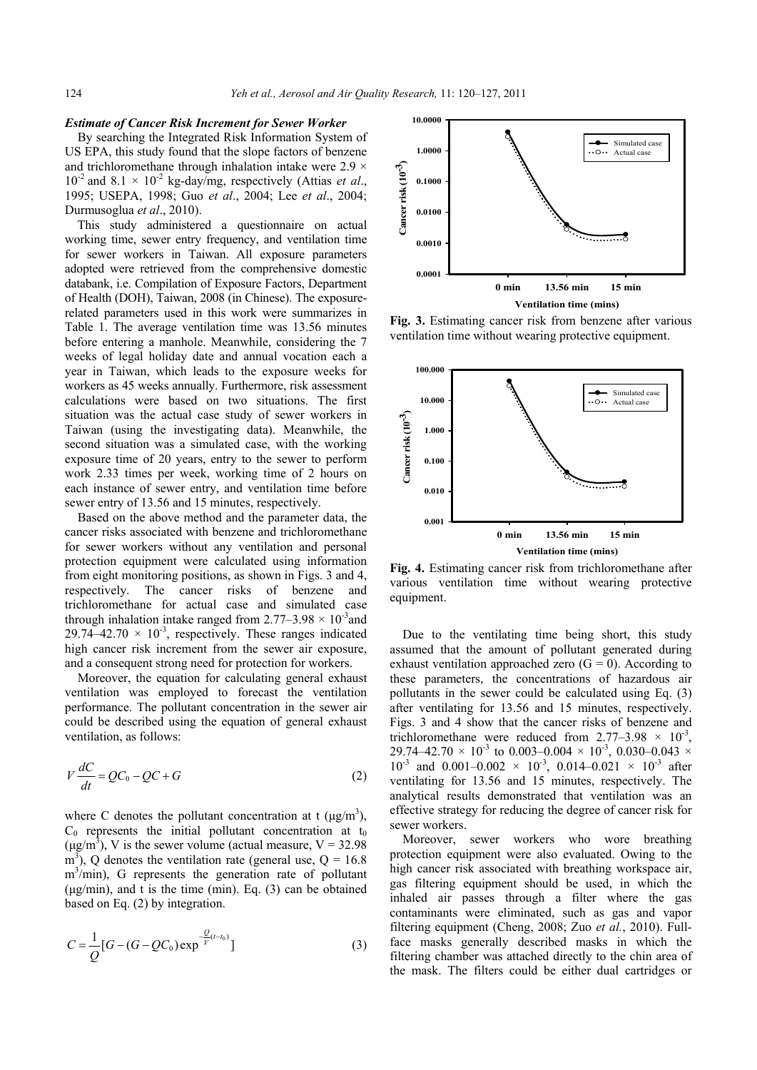### *Estimate of Cancer Risk Increment for Sewer Worker*

By searching the Integrated Risk Information System of US EPA, this study found that the slope factors of benzene and trichloromethane through inhalation intake were $2.9 \times 10^{-2}$ and $8.1 \times 10^{-2}$ kg-day/mg, respectively (Attias *et al*., 1995; USEPA, 1998; Guo *et al*., 2004; Lee *et al*., 2004; Durmusoglua *et al*., 2010).

This study administered a questionnaire on actual working time, sewer entry frequency, and ventilation time for sewer workers in Taiwan. All exposure parameters adopted were retrieved from the comprehensive domestic databank, i.e. Compilation of Exposure Factors, Department of Health (DOH), Taiwan, 2008 (in Chinese). The exposure-related parameters used in this work were summarizes in Table 1. The average ventilation time was 13.56 minutes before entering a manhole. Meanwhile, considering the 7 weeks of legal holiday date and annual vocation each a year in Taiwan, which leads to the exposure weeks for workers as 45 weeks annually. Furthermore, risk assessment calculations were based on two situations. The first situation was the actual case study of sewer workers in Taiwan (using the investigating data). Meanwhile, the second situation was a simulated case, with the working exposure time of 20 years, entry to the sewer to perform work 2.33 times per week, working time of 2 hours on each instance of sewer entry, and ventilation time before sewer entry of 13.56 and 15 minutes, respectively.

Based on the above method and the parameter data, the cancer risks associated with benzene and trichloromethane for sewer workers without any ventilation and personal protection equipment were calculated using information from eight monitoring positions, as shown in Figs. 3 and 4, respectively. The cancer risks of benzene and trichloromethane for actual case and simulated case through inhalation intake ranged from $2.77–3.98 \times 10^{-3}$and $29.74–42.70 \times 10^{-3}$, respectively. These ranges indicated high cancer risk increment from the sewer air exposure, and a consequent strong need for protection for workers.

Moreover, the equation for calculating general exhaust ventilation was employed to forecast the ventilation performance. The pollutant concentration in the sewer air could be described using the equation of general exhaust ventilation, as follows:

$$V\frac{dC}{dt} = QC_0 - QC + G \tag{2}$$

where C denotes the pollutant concentration at t (μg/m$^3$), $C_0$ represents the initial pollutant concentration at $t_0$ (μg/m$^3$), V is the sewer volume (actual measure, V = 32.98 m$^3$), Q denotes the ventilation rate (general use, Q = 16.8 m$^3$/min), G represents the generation rate of pollutant (μg/min), and t is the time (min). Eq. (3) can be obtained based on Eq. (2) by integration.

$$C = \frac{1}{Q}[G - (G - QC_0)\exp^{-\frac{Q}{V}(t-t_0)}] \tag{3}$$

Fig. 3. Estimating cancer risk from benzene after various ventilation time without wearing protective equipment.

Fig. 4. Estimating cancer risk from trichloromethane after various ventilation time without wearing protective equipment.

Due to the ventilating time being short, this study assumed that the amount of pollutant generated during exhaust ventilation approached zero (G = 0). According to these parameters, the concentrations of hazardous air pollutants in the sewer could be calculated using Eq. (3) after ventilating for 13.56 and 15 minutes, respectively. Figs. 3 and 4 show that the cancer risks of benzene and trichloromethane were reduced from $2.77–3.98 \times 10^{-3}$, $29.74–42.70 \times 10^{-3}$ to $0.003–0.004 \times 10^{-3}$, $0.030–0.043 \times 10^{-3}$ and $0.001–0.002 \times 10^{-3}$, $0.014–0.021 \times 10^{-3}$ after ventilating for 13.56 and 15 minutes, respectively. The analytical results demonstrated that ventilation was an effective strategy for reducing the degree of cancer risk for sewer workers.

Moreover, sewer workers who wore breathing protection equipment were also evaluated. Owing to the high cancer risk associated with breathing workspace air, gas filtering equipment should be used, in which the inhaled air passes through a filter where the gas contaminants were eliminated, such as gas and vapor filtering equipment (Cheng, 2008; Zuo *et al.*, 2010). Full-face masks generally described masks in which the filtering chamber was attached directly to the chin area of the mask. The filters could be either dual cartridges or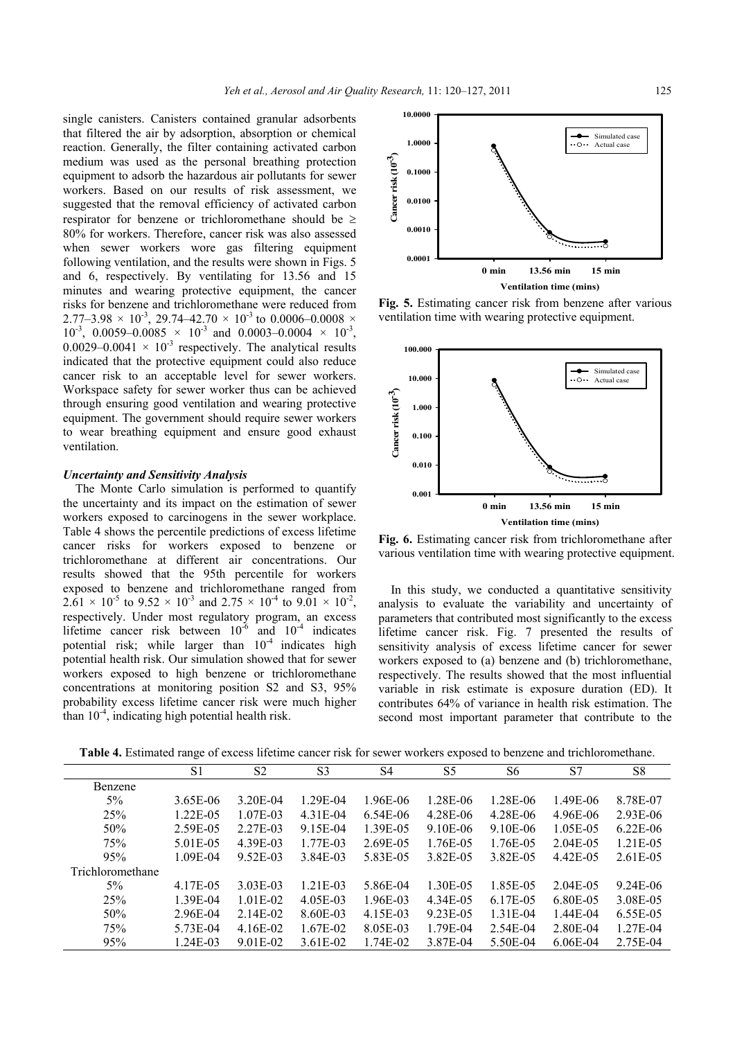single canisters. Canisters contained granular adsorbents that filtered the air by adsorption, absorption or chemical reaction. Generally, the filter containing activated carbon medium was used as the personal breathing protection equipment to adsorb the hazardous air pollutants for sewer workers. Based on our results of risk assessment, we suggested that the removal efficiency of activated carbon respirator for benzene or trichloromethane should be ≥ 80% for workers. Therefore, cancer risk was also assessed when sewer workers wore gas filtering equipment following ventilation, and the results were shown in Figs. 5 and 6, respectively. By ventilating for 13.56 and 15 minutes and wearing protective equipment, the cancer risks for benzene and trichloromethane were reduced from $2.77–3.98 \times 10^{-3}$, $29.74–42.70 \times 10^{-3}$ to $0.0006–0.0008 \times 10^{-3}$, $0.0059–0.0085 \times 10^{-3}$ and $0.0003–0.0004 \times 10^{-3}$, $0.0029–0.0041 \times 10^{-3}$ respectively. The analytical results indicated that the protective equipment could also reduce cancer risk to an acceptable level for sewer workers. Workspace safety for sewer worker thus can be achieved through ensuring good ventilation and wearing protective equipment. The government should require sewer workers to wear breathing equipment and ensure good exhaust ventilation.

### *Uncertainty and Sensitivity Analysis*

The Monte Carlo simulation is performed to quantify the uncertainty and its impact on the estimation of sewer workers exposed to carcinogens in the sewer workplace. Table 4 shows the percentile predictions of excess lifetime cancer risks for workers exposed to benzene or trichloromethane at different air concentrations. Our results showed that the 95th percentile for workers exposed to benzene and trichloromethane ranged from $2.61 \times 10^{-5}$ to $9.52 \times 10^{-3}$ and $2.75 \times 10^{-4}$ to $9.01 \times 10^{-2}$, respectively. Under most regulatory program, an excess lifetime cancer risk between $10^{-6}$ and $10^{-4}$ indicates potential risk; while larger than $10^{-4}$ indicates high potential health risk. Our simulation showed that for sewer workers exposed to high benzene or trichloromethane concentrations at monitoring position S2 and S3, 95% probability excess lifetime cancer risk were much higher than $10^{-4}$, indicating high potential health risk.

**Fig. 5.** Estimating cancer risk from benzene after various ventilation time with wearing protective equipment.

**Fig. 6.** Estimating cancer risk from trichloromethane after various ventilation time with wearing protective equipment.

In this study, we conducted a quantitative sensitivity analysis to evaluate the variability and uncertainty of parameters that contributed most significantly to the excess lifetime cancer risk. Fig. 7 presented the results of sensitivity analysis of excess lifetime cancer for sewer workers exposed to (a) benzene and (b) trichloromethane, respectively. The results showed that the most influential variable in risk estimate is exposure duration (ED). It contributes 64% of variance in health risk estimation. The second most important parameter that contribute to the

**Table 4.** Estimated range of excess lifetime cancer risk for sewer workers exposed to benzene and trichloromethane.

| | S1 | S2 | S3 | S4 | S5 | S6 | S7 | S8 |
|---|---|---|---|---|---|---|---|---|
| Benzene | | | | | | | | |
| 5% | 3.65E-06 | 3.20E-04 | 1.29E-04 | 1.96E-06 | 1.28E-06 | 1.28E-06 | 1.49E-06 | 8.78E-07 |
| 25% | 1.22E-05 | 1.07E-03 | 4.31E-04 | 6.54E-06 | 4.28E-06 | 4.28E-06 | 4.96E-06 | 2.93E-06 |
| 50% | 2.59E-05 | 2.27E-03 | 9.15E-04 | 1.39E-05 | 9.10E-06 | 9.10E-06 | 1.05E-05 | 6.22E-06 |
| 75% | 5.01E-05 | 4.39E-03 | 1.77E-03 | 2.69E-05 | 1.76E-05 | 1.76E-05 | 2.04E-05 | 1.21E-05 |
| 95% | 1.09E-04 | 9.52E-03 | 3.84E-03 | 5.83E-05 | 3.82E-05 | 3.82E-05 | 4.42E-05 | 2.61E-05 |
| Trichloromethane | | | | | | | | |
| 5% | 4.17E-05 | 3.03E-03 | 1.21E-03 | 5.86E-04 | 1.30E-05 | 1.85E-05 | 2.04E-05 | 9.24E-06 |
| 25% | 1.39E-04 | 1.01E-02 | 4.05E-03 | 1.96E-03 | 4.34E-05 | 6.17E-05 | 6.80E-05 | 3.08E-05 |
| 50% | 2.96E-04 | 2.14E-02 | 8.60E-03 | 4.15E-03 | 9.23E-05 | 1.31E-04 | 1.44E-04 | 6.55E-05 |
| 75% | 5.73E-04 | 4.16E-02 | 1.67E-02 | 8.05E-03 | 1.79E-04 | 2.54E-04 | 2.80E-04 | 1.27E-04 |
| 95% | 1.24E-03 | 9.01E-02 | 3.61E-02 | 1.74E-02 | 3.87E-04 | 5.50E-04 | 6.06E-04 | 2.75E-04 |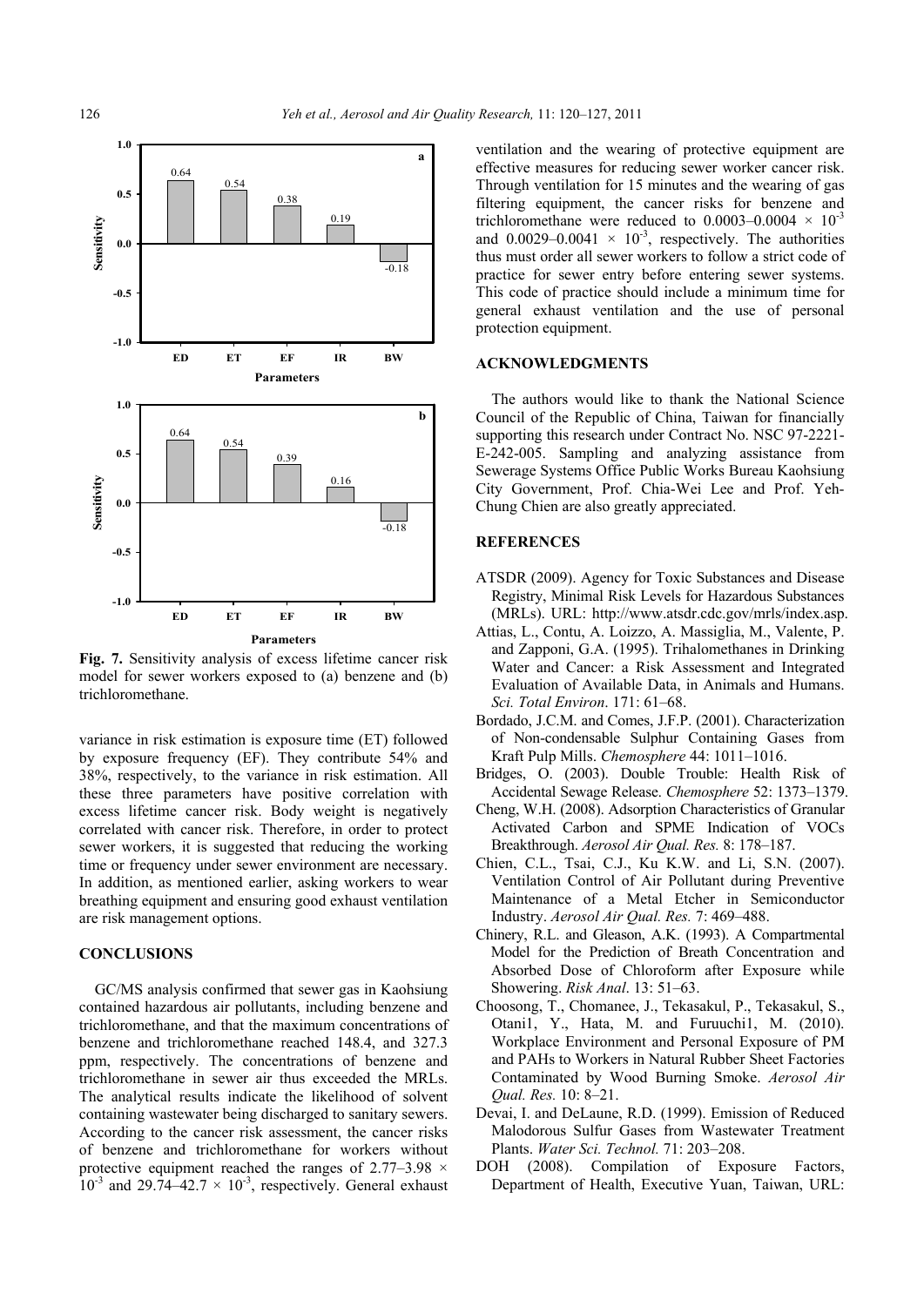**Fig. 7.** Sensitivity analysis of excess lifetime cancer risk model for sewer workers exposed to (a) benzene and (b) trichloromethane.

variance in risk estimation is exposure time (ET) followed by exposure frequency (EF). They contribute 54% and 38%, respectively, to the variance in risk estimation. All these three parameters have positive correlation with excess lifetime cancer risk. Body weight is negatively correlated with cancer risk. Therefore, in order to protect sewer workers, it is suggested that reducing the working time or frequency under sewer environment are necessary. In addition, as mentioned earlier, asking workers to wear breathing equipment and ensuring good exhaust ventilation are risk management options.

## CONCLUSIONS

GC/MS analysis confirmed that sewer gas in Kaohsiung contained hazardous air pollutants, including benzene and trichloromethane, and that the maximum concentrations of benzene and trichloromethane reached 148.4, and 327.3 ppm, respectively. The concentrations of benzene and trichloromethane in sewer air thus exceeded the MRLs. The analytical results indicate the likelihood of solvent containing wastewater being discharged to sanitary sewers. According to the cancer risk assessment, the cancer risks of benzene and trichloromethane for workers without protective equipment reached the ranges of $2.77–3.98 \times 10^{-3}$ and $29.74–42.7 \times 10^{-3}$, respectively. General exhaust ventilation and the wearing of protective equipment are effective measures for reducing sewer worker cancer risk. Through ventilation for 15 minutes and the wearing of gas filtering equipment, the cancer risks for benzene and trichloromethane were reduced to $0.0003–0.0004 \times 10^{-3}$ and $0.0029–0.0041 \times 10^{-3}$, respectively. The authorities thus must order all sewer workers to follow a strict code of practice for sewer entry before entering sewer systems. This code of practice should include a minimum time for general exhaust ventilation and the use of personal protection equipment.

## ACKNOWLEDGMENTS

The authors would like to thank the National Science Council of the Republic of China, Taiwan for financially supporting this research under Contract No. NSC 97-2221-E-242-005. Sampling and analyzing assistance from Sewerage Systems Office Public Works Bureau Kaohsiung City Government, Prof. Chia-Wei Lee and Prof. Yeh-Chung Chien are also greatly appreciated.

## REFERENCES

ATSDR (2009). Agency for Toxic Substances and Disease Registry, Minimal Risk Levels for Hazardous Substances (MRLs). URL: http://www.atsdr.cdc.gov/mrls/index.asp.

Attias, L., Contu, A. Loizzo, A. Massiglia, M., Valente, P. and Zapponi, G.A. (1995). Trihalomethanes in Drinking Water and Cancer: a Risk Assessment and Integrated Evaluation of Available Data, in Animals and Humans. *Sci. Total Environ*. 171: 61–68.

Bordado, J.C.M. and Comes, J.F.P. (2001). Characterization of Non-condensable Sulphur Containing Gases from Kraft Pulp Mills. *Chemosphere* 44: 1011–1016.

Bridges, O. (2003). Double Trouble: Health Risk of Accidental Sewage Release. *Chemosphere* 52: 1373–1379.

Cheng, W.H. (2008). Adsorption Characteristics of Granular Activated Carbon and SPME Indication of VOCs Breakthrough. *Aerosol Air Qual. Res.* 8: 178–187.

Chien, C.L., Tsai, C.J., Ku K.W. and Li, S.N. (2007). Ventilation Control of Air Pollutant during Preventive Maintenance of a Metal Etcher in Semiconductor Industry. *Aerosol Air Qual. Res.* 7: 469–488.

Chinery, R.L. and Gleason, A.K. (1993). A Compartmental Model for the Prediction of Breath Concentration and Absorbed Dose of Chloroform after Exposure while Showering. *Risk Anal*. 13: 51–63.

Choosong, T., Chomanee, J., Tekasakul, P., Tekasakul, S., Otani1, Y., Hata, M. and Furuuchi1, M. (2010). Workplace Environment and Personal Exposure of PM and PAHs to Workers in Natural Rubber Sheet Factories Contaminated by Wood Burning Smoke. *Aerosol Air Qual. Res.* 10: 8–21.

Devai, I. and DeLaune, R.D. (1999). Emission of Reduced Malodorous Sulfur Gases from Wastewater Treatment Plants. *Water Sci. Technol.* 71: 203–208.

DOH (2008). Compilation of Exposure Factors, Department of Health, Executive Yuan, Taiwan, URL: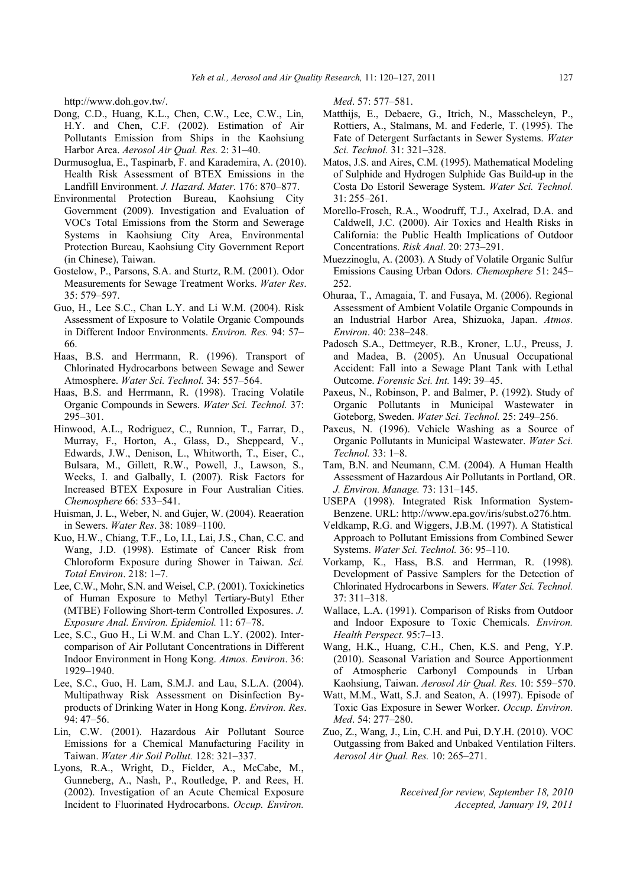http://www.doh.gov.tw/.

Dong, C.D., Huang, K.L., Chen, C.W., Lee, C.W., Lin, H.Y. and Chen, C.F. (2002). Estimation of Air Pollutants Emission from Ships in the Kaohsiung Harbor Area. *Aerosol Air Qual. Res.* 2: 31–40.

Durmusoglua, E., Taspinarb, F. and Karademira, A. (2010). Health Risk Assessment of BTEX Emissions in the Landfill Environment. *J. Hazard. Mater.* 176: 870–877.

Environmental Protection Bureau, Kaohsiung City Government (2009). Investigation and Evaluation of VOCs Total Emissions from the Storm and Sewerage Systems in Kaohsiung City Area, Environmental Protection Bureau, Kaohsiung City Government Report (in Chinese), Taiwan.

Gostelow, P., Parsons, S.A. and Sturtz, R.M. (2001). Odor Measurements for Sewage Treatment Works. *Water Res*. 35: 579–597.

Guo, H., Lee S.C., Chan L.Y. and Li W.M. (2004). Risk Assessment of Exposure to Volatile Organic Compounds in Different Indoor Environments. *Environ. Res.* 94: 57–66.

Haas, B.S. and Herrmann, R. (1996). Transport of Chlorinated Hydrocarbons between Sewage and Sewer Atmosphere. *Water Sci. Technol.* 34: 557–564.

Haas, B.S. and Herrmann, R. (1998). Tracing Volatile Organic Compounds in Sewers. *Water Sci. Technol.* 37: 295–301.

Hinwood, A.L., Rodriguez, C., Runnion, T., Farrar, D., Murray, F., Horton, A., Glass, D., Sheppeard, V., Edwards, J.W., Denison, L., Whitworth, T., Eiser, C., Bulsara, M., Gillett, R.W., Powell, J., Lawson, S., Weeks, I. and Galbally, I. (2007). Risk Factors for Increased BTEX Exposure in Four Australian Cities. *Chemosphere* 66: 533–541.

Huisman, J. L., Weber, N. and Gujer, W. (2004). Reaeration in Sewers. *Water Res*. 38: 1089–1100.

Kuo, H.W., Chiang, T.F., Lo, I.I., Lai, J.S., Chan, C.C. and Wang, J.D. (1998). Estimate of Cancer Risk from Chloroform Exposure during Shower in Taiwan. *Sci. Total Environ*. 218: 1–7.

Lee, C.W., Mohr, S.N. and Weisel, C.P. (2001). Toxickinetics of Human Exposure to Methyl Tertiary-Butyl Ether (MTBE) Following Short-term Controlled Exposures. *J. Exposure Anal. Environ. Epidemiol.* 11: 67–78.

Lee, S.C., Guo H., Li W.M. and Chan L.Y. (2002). Inter-comparison of Air Pollutant Concentrations in Different Indoor Environment in Hong Kong. *Atmos. Environ*. 36: 1929–1940.

Lee, S.C., Guo, H. Lam, S.M.J. and Lau, S.L.A. (2004). Multipathway Risk Assessment on Disinfection By-products of Drinking Water in Hong Kong. *Environ. Res*. 94: 47–56.

Lin, C.W. (2001). Hazardous Air Pollutant Source Emissions for a Chemical Manufacturing Facility in Taiwan. *Water Air Soil Pollut.* 128: 321–337.

Lyons, R.A., Wright, D., Fielder, A., McCabe, M., Gunneberg, A., Nash, P., Routledge, P. and Rees, H. (2002). Investigation of an Acute Chemical Exposure Incident to Fluorinated Hydrocarbons. *Occup. Environ. Med*. 57: 577–581.

Matthijs, E., Debaere, G., Itrich, N., Masscheleyn, P., Rottiers, A., Stalmans, M. and Federle, T. (1995). The Fate of Detergent Surfactants in Sewer Systems. *Water Sci. Technol.* 31: 321–328.

Matos, J.S. and Aires, C.M. (1995). Mathematical Modeling of Sulphide and Hydrogen Sulphide Gas Build-up in the Costa Do Estoril Sewerage System. *Water Sci. Technol.* 31: 255–261.

Morello-Frosch, R.A., Woodruff, T.J., Axelrad, D.A. and Caldwell, J.C. (2000). Air Toxics and Health Risks in California: the Public Health Implications of Outdoor Concentrations. *Risk Anal*. 20: 273–291.

Muezzinoglu, A. (2003). A Study of Volatile Organic Sulfur Emissions Causing Urban Odors. *Chemosphere* 51: 245–252.

Ohuraa, T., Amagaia, T. and Fusaya, M. (2006). Regional Assessment of Ambient Volatile Organic Compounds in an Industrial Harbor Area, Shizuoka, Japan. *Atmos. Environ*. 40: 238–248.

Padosch S.A., Dettmeyer, R.B., Kroner, L.U., Preuss, J. and Madea, B. (2005). An Unusual Occupational Accident: Fall into a Sewage Plant Tank with Lethal Outcome. *Forensic Sci. Int.* 149: 39–45.

Paxeus, N., Robinson, P. and Balmer, P. (1992). Study of Organic Pollutants in Municipal Wastewater in Goteborg, Sweden. *Water Sci. Technol.* 25: 249–256.

Paxeus, N. (1996). Vehicle Washing as a Source of Organic Pollutants in Municipal Wastewater. *Water Sci. Technol.* 33: 1–8.

Tam, B.N. and Neumann, C.M. (2004). A Human Health Assessment of Hazardous Air Pollutants in Portland, OR. *J. Environ. Manage.* 73: 131–145.

USEPA (1998). Integrated Risk Information System-Benzene. URL: http://www.epa.gov/iris/subst.o276.htm.

Veldkamp, R.G. and Wiggers, J.B.M. (1997). A Statistical Approach to Pollutant Emissions from Combined Sewer Systems. *Water Sci. Technol.* 36: 95–110.

Vorkamp, K., Hass, B.S. and Herrman, R. (1998). Development of Passive Samplers for the Detection of Chlorinated Hydrocarbons in Sewers. *Water Sci. Technol.* 37: 311–318.

Wallace, L.A. (1991). Comparison of Risks from Outdoor and Indoor Exposure to Toxic Chemicals. *Environ. Health Perspect.* 95:7–13.

Wang, H.K., Huang, C.H., Chen, K.S. and Peng, Y.P. (2010). Seasonal Variation and Source Apportionment of Atmospheric Carbonyl Compounds in Urban Kaohsiung, Taiwan. *Aerosol Air Qual. Res.* 10: 559–570.

Watt, M.M., Watt, S.J. and Seaton, A. (1997). Episode of Toxic Gas Exposure in Sewer Worker. *Occup. Environ. Med*. 54: 277–280.

Zuo, Z., Wang, J., Lin, C.H. and Pui, D.Y.H. (2010). VOC Outgassing from Baked and Unbaked Ventilation Filters. *Aerosol Air Qual. Res.* 10: 265–271.

*Received for review, September 18, 2010*
*Accepted, January 19, 2011*